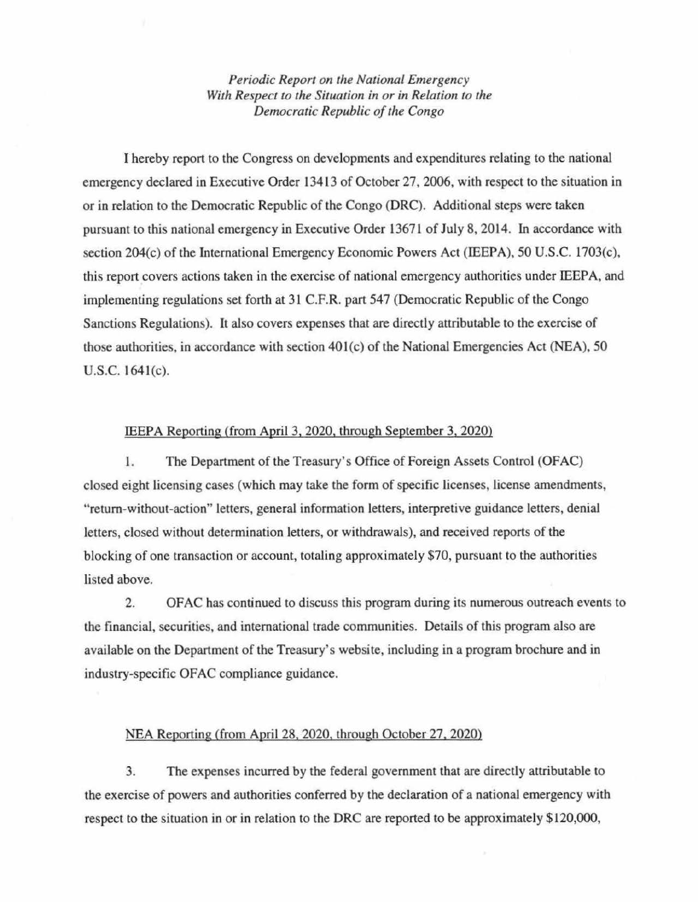*Periodic Report on the National Emergency*
*With Respect to the Situation in or in Relation to the*
*Democratic Republic of the Congo*

I hereby report to the Congress on developments and expenditures relating to the national emergency declared in Executive Order 13413 of October 27, 2006, with respect to the situation in or in relation to the Democratic Republic of the Congo (DRC). Additional steps were taken pursuant to this national emergency in Executive Order 13671 of July 8, 2014. In accordance with section 204(c) of the International Emergency Economic Powers Act (IEEPA), 50 U.S.C. 1703(c), this report covers actions taken in the exercise of national emergency authorities under IEEPA, and implementing regulations set forth at 31 C.F.R. part 547 (Democratic Republic of the Congo Sanctions Regulations). It also covers expenses that are directly attributable to the exercise of those authorities, in accordance with section 401(c) of the National Emergencies Act (NEA), 50 U.S.C. 1641(c).

IEEPA Reporting (from April 3, 2020, through September 3, 2020)

1. The Department of the Treasury's Office of Foreign Assets Control (OFAC) closed eight licensing cases (which may take the form of specific licenses, license amendments, "return-without-action" letters, general information letters, interpretive guidance letters, denial letters, closed without determination letters, or withdrawals), and received reports of the blocking of one transaction or account, totaling approximately $70, pursuant to the authorities listed above.

2. OFAC has continued to discuss this program during its numerous outreach events to the financial, securities, and international trade communities. Details of this program also are available on the Department of the Treasury's website, including in a program brochure and in industry-specific OFAC compliance guidance.

NEA Reporting (from April 28, 2020, through October 27, 2020)

3. The expenses incurred by the federal government that are directly attributable to the exercise of powers and authorities conferred by the declaration of a national emergency with respect to the situation in or in relation to the DRC are reported to be approximately $120,000,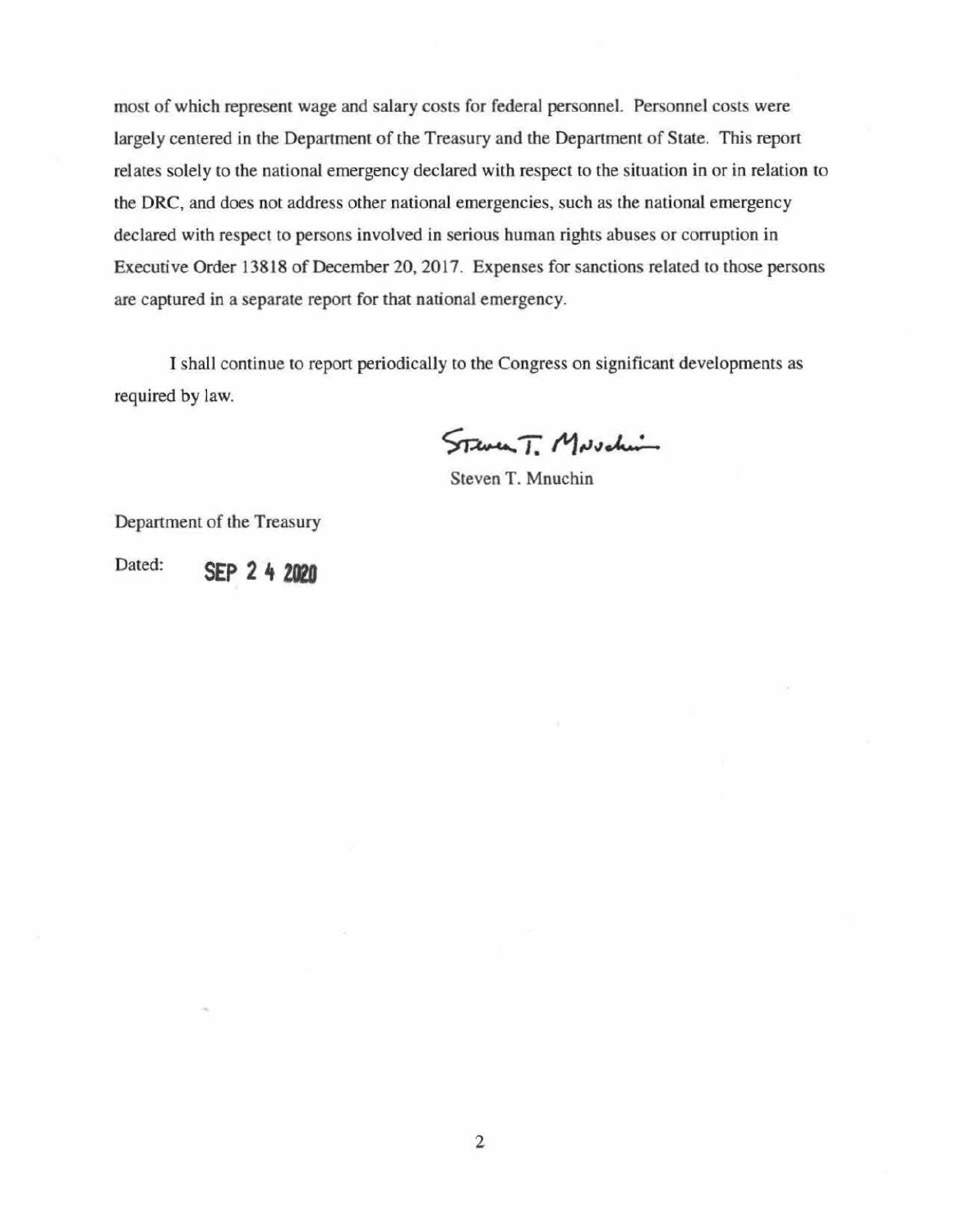most of which represent wage and salary costs for federal personnel. Personnel costs were largely centered in the Department of the Treasury and the Department of State. This report relates solely to the national emergency declared with respect to the situation in or in relation to the DRC, and does not address other national emergencies, such as the national emergency declared with respect to persons involved in serious human rights abuses or corruption in Executive Order 13818 of December 20, 2017. Expenses for sanctions related to those persons are captured in a separate report for that national emergency.

I shall continue to report periodically to the Congress on significant developments as required by law.

Steven T. Mnuchin

Steven T. Mnuchin

Department of the Treasury

Dated: SEP 24 2020